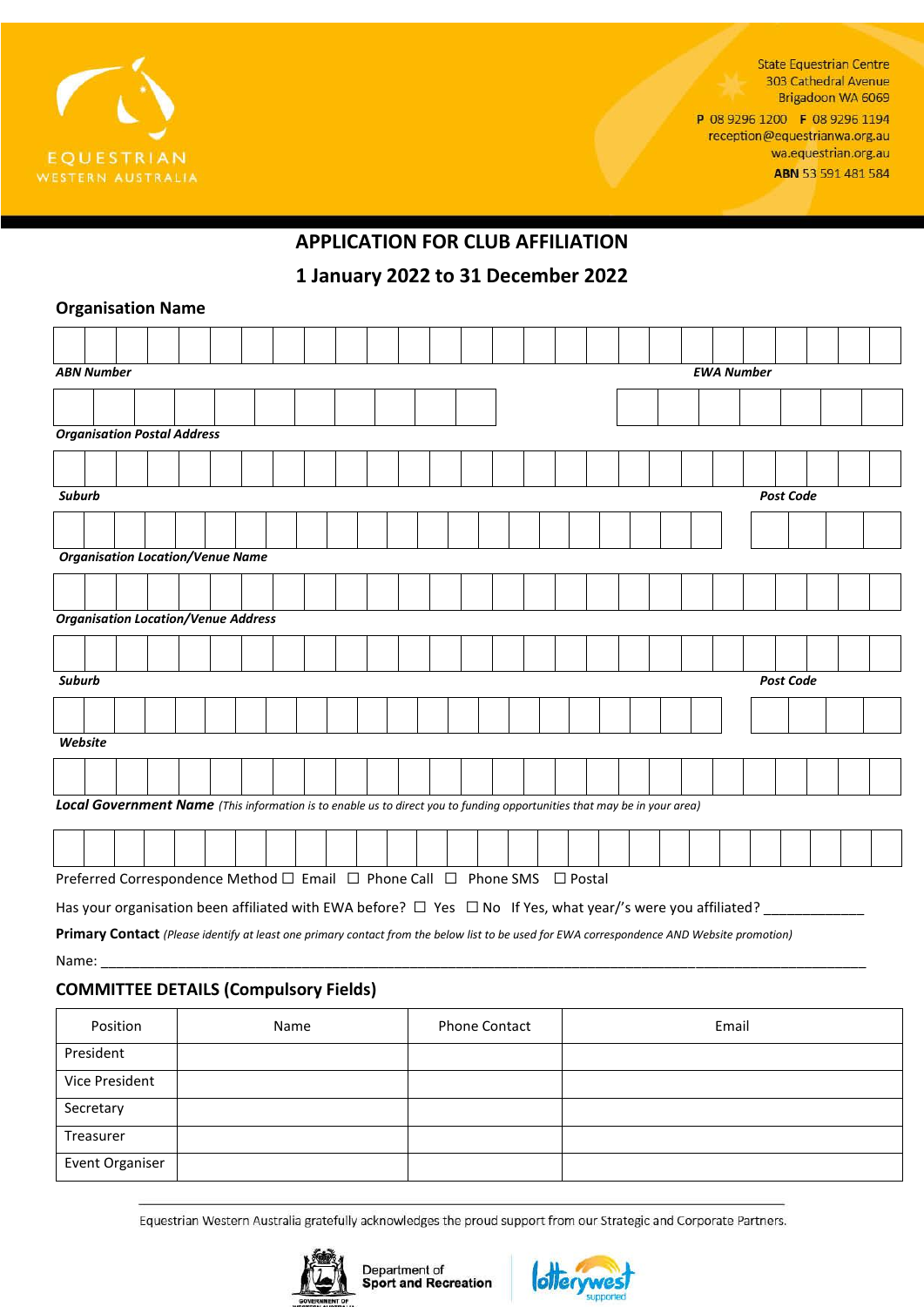EQUESTRIAN WESTERN AUSTRALIA

State Equestrian Centre
303 Cathedral Avenue
Brigadoon WA 6069
**P** 08 9296 1200 **F** 08 9296 1194
reception@equestrianwa.org.au
wa.equestrian.org.au
**ABN** 53 591 481 584

# APPLICATION FOR CLUB AFFILIATION

## 1 January 2022 to 31 December 2022

### Organisation Name

***ABN Number***

***EWA Number***

***Organisation Postal Address***

***Suburb***

***Post Code***

***Organisation Location/Venue Name***

***Organisation Location/Venue Address***

***Suburb***

***Post Code***

***Website***

***Local Government Name*** *(This information is to enable us to direct you to funding opportunities that may be in your area)*

Preferred Correspondence Method ☐ Email ☐ Phone Call ☐ Phone SMS ☐ Postal

Has your organisation been affiliated with EWA before? ☐ Yes ☐ No If Yes, what year/'s were you affiliated? _____________

**Primary Contact** *(Please identify at least one primary contact from the below list to be used for EWA correspondence AND Website promotion)*

Name: ____________________________________________________________________________________________

### COMMITTEE DETAILS (Compulsory Fields)

| Position | Name | Phone Contact | Email |
|---|---|---|---|
| President | | | |
| Vice President | | | |
| Secretary | | | |
| Treasurer | | | |
| Event Organiser | | | |

Equestrian Western Australia gratefully acknowledges the proud support from our Strategic and Corporate Partners.

Department of Sport and Recreation

lotterywest supported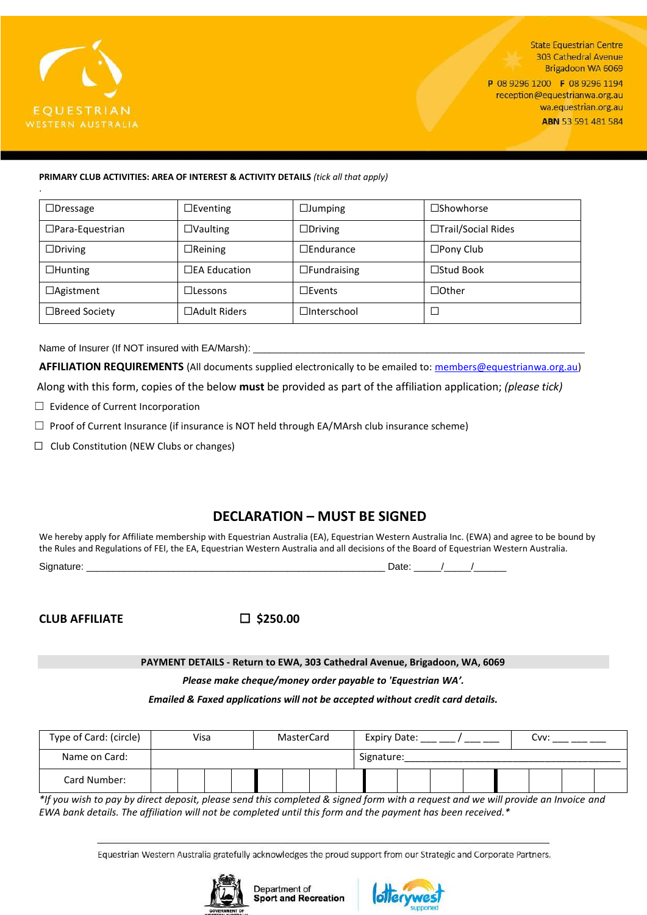**PRIMARY CLUB ACTIVITIES: AREA OF INTEREST & ACTIVITY DETAILS** *(tick all that apply)*

| | | | |
|---|---|---|---|
| ☐Dressage | ☐Eventing | ☐Jumping | ☐Showhorse |
| ☐Para-Equestrian | ☐Vaulting | ☐Driving | ☐Trail/Social Rides |
| ☐Driving | ☐Reining | ☐Endurance | ☐Pony Club |
| ☐Hunting | ☐EA Education | ☐Fundraising | ☐Stud Book |
| ☐Agistment | ☐Lessons | ☐Events | ☐Other |
| ☐Breed Society | ☐Adult Riders | ☐Interschool | ☐ |

Name of Insurer (If NOT insured with EA/Marsh): ___________________________________________________________

**AFFILIATION REQUIREMENTS** (All documents supplied electronically to be emailed to: members@equestrianwa.org.au)

Along with this form, copies of the below **must** be provided as part of the affiliation application; *(please tick)*

☐ Evidence of Current Incorporation

☐ Proof of Current Insurance (if insurance is NOT held through EA/MArsh club insurance scheme)

☐ Club Constitution (NEW Clubs or changes)

## DECLARATION – MUST BE SIGNED

We hereby apply for Affiliate membership with Equestrian Australia (EA), Equestrian Western Australia Inc. (EWA) and agree to be bound by the Rules and Regulations of FEI, the EA, Equestrian Western Australia and all decisions of the Board of Equestrian Western Australia.

Signature: _______________________________________________________ Date: _____/_____/______

**CLUB AFFILIATE** ☐ **$250.00**

**PAYMENT DETAILS - Return to EWA, 303 Cathedral Avenue, Brigadoon, WA, 6069**

***Please make cheque/money order payable to 'Equestrian WA'.***

***Emailed & Faxed applications will not be accepted without credit card details.***

| | | | | |
|---|---|---|---|---|
| Type of Card: (circle) | Visa | MasterCard | Expiry Date: ___ ___ / ___ ___ | Cvv: ___ ___ ___ |
| Name on Card: | | | Signature:_________________________________________ | |
| Card Number: | | | | |

*\*If you wish to pay by direct deposit, please send this completed & signed form with a request and we will provide an Invoice and EWA bank details. The affiliation will not be completed until this form and the payment has been received.\**

Equestrian Western Australia gratefully acknowledges the proud support from our Strategic and Corporate Partners.

Department of Sport and Recreation

lotterywest supported